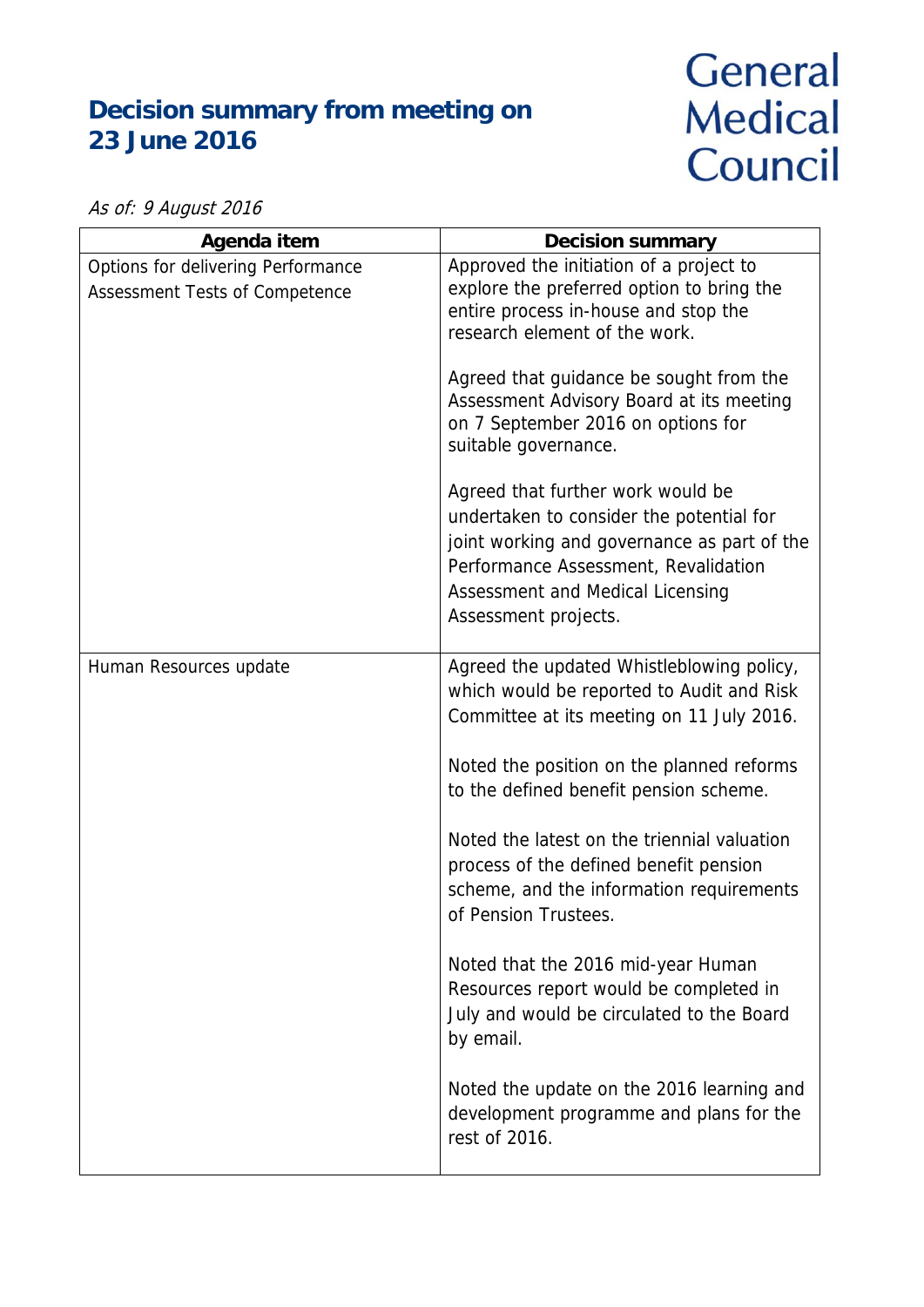# Decision summary from meeting on 23 June 2016

General Medical Council

*As of: 9 August 2016*

| Agenda item | Decision summary |
| --- | --- |
| Options for delivering Performance Assessment Tests of Competence | Approved the initiation of a project to explore the preferred option to bring the entire process in-house and stop the research element of the work.<br><br>Agreed that guidance be sought from the Assessment Advisory Board at its meeting on 7 September 2016 on options for suitable governance.<br><br>Agreed that further work would be undertaken to consider the potential for joint working and governance as part of the Performance Assessment, Revalidation Assessment and Medical Licensing Assessment projects. |
| Human Resources update | Agreed the updated Whistleblowing policy, which would be reported to Audit and Risk Committee at its meeting on 11 July 2016.<br><br>Noted the position on the planned reforms to the defined benefit pension scheme.<br><br>Noted the latest on the triennial valuation process of the defined benefit pension scheme, and the information requirements of Pension Trustees.<br><br>Noted that the 2016 mid-year Human Resources report would be completed in July and would be circulated to the Board by email.<br><br>Noted the update on the 2016 learning and development programme and plans for the rest of 2016. |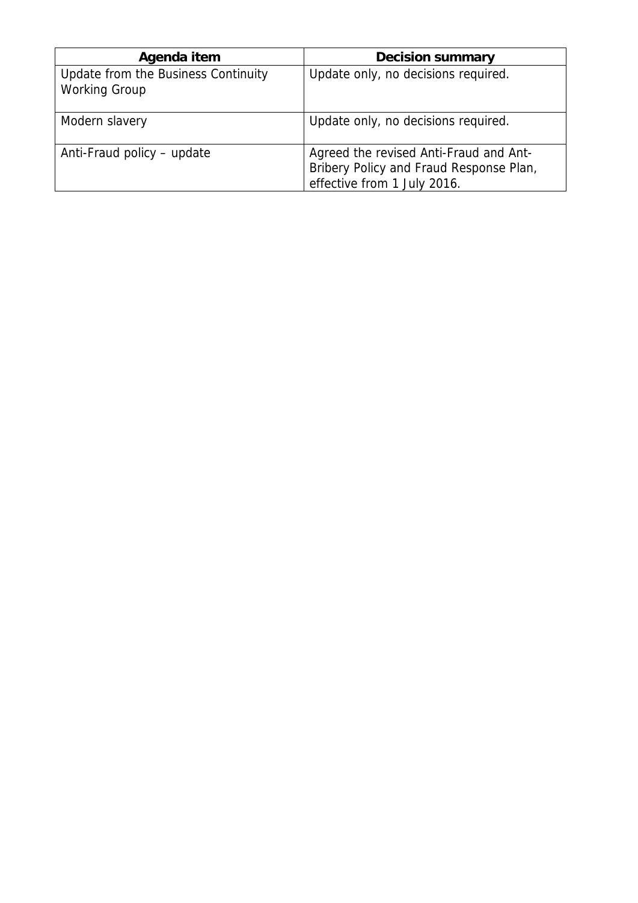| Agenda item | Decision summary |
| --- | --- |
| Update from the Business Continuity Working Group | Update only, no decisions required. |
| Modern slavery | Update only, no decisions required. |
| Anti-Fraud policy – update | Agreed the revised Anti-Fraud and Ant-Bribery Policy and Fraud Response Plan, effective from 1 July 2016. |